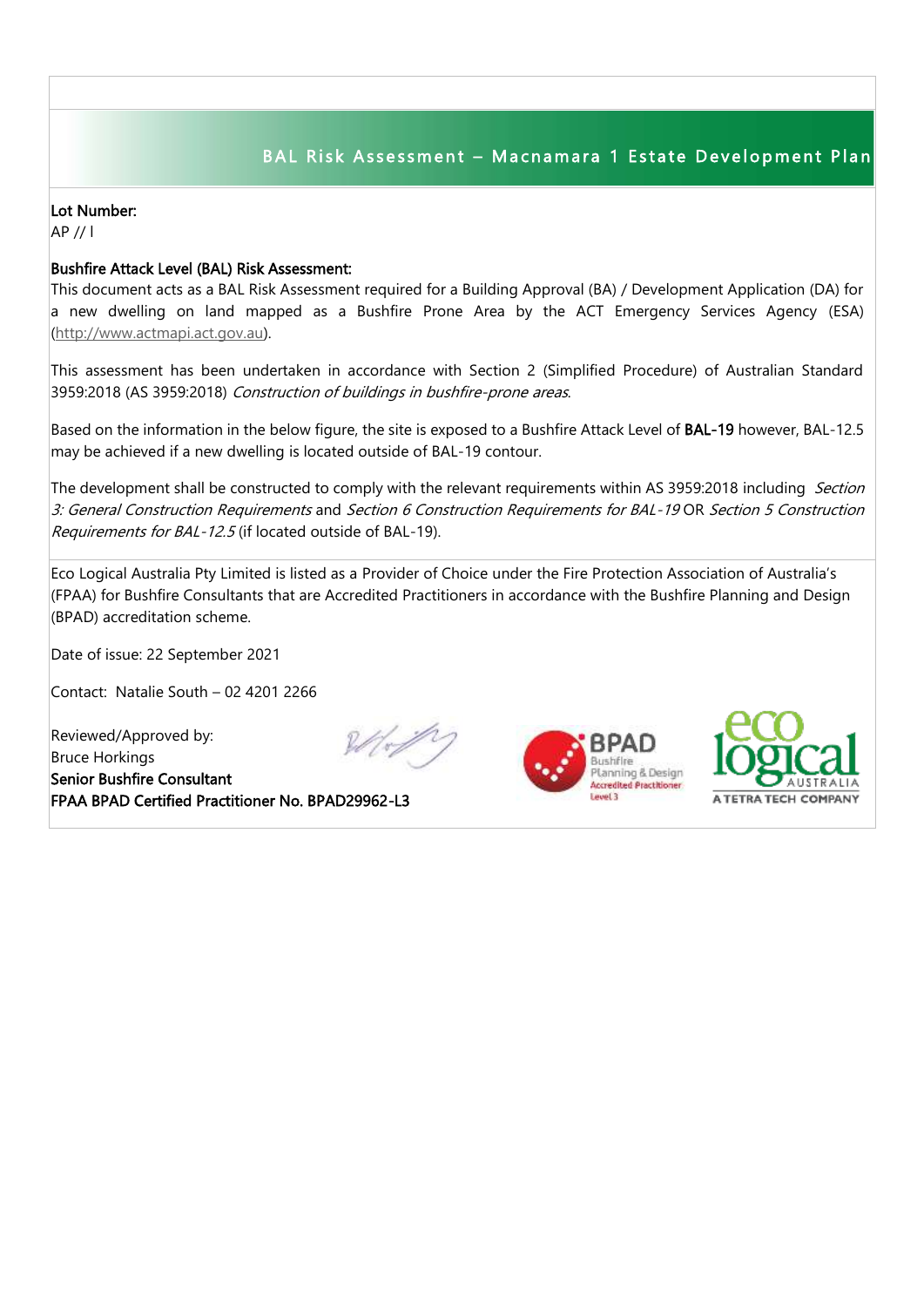# BAL Risk Assessment – Macnamara 1 Estate Development Plan

**Lot Number:**
AP // l

**Bushfire Attack Level (BAL) Risk Assessment:**
This document acts as a BAL Risk Assessment required for a Building Approval (BA) / Development Application (DA) for a new dwelling on land mapped as a Bushfire Prone Area by the ACT Emergency Services Agency (ESA) (http://www.actmapi.act.gov.au).

This assessment has been undertaken in accordance with Section 2 (Simplified Procedure) of Australian Standard 3959:2018 (AS 3959:2018) *Construction of buildings in bushfire-prone areas*.

Based on the information in the below figure, the site is exposed to a Bushfire Attack Level of **BAL-19** however, BAL-12.5 may be achieved if a new dwelling is located outside of BAL-19 contour.

The development shall be constructed to comply with the relevant requirements within AS 3959:2018 including *Section 3: General Construction Requirements* and *Section 6 Construction Requirements for BAL-19* OR *Section 5 Construction Requirements for BAL-12.5* (if located outside of BAL-19).

Eco Logical Australia Pty Limited is listed as a Provider of Choice under the Fire Protection Association of Australia's (FPAA) for Bushfire Consultants that are Accredited Practitioners in accordance with the Bushfire Planning and Design (BPAD) accreditation scheme.

Date of issue: 22 September 2021

Contact: Natalie South – 02 4201 2266

Reviewed/Approved by:
Bruce Horkings
**Senior Bushfire Consultant**
**FPAA BPAD Certified Practitioner No. BPAD29962-L3**

BPAD Bushfire Planning & Design Accredited Practitioner Level 3

eco logical AUSTRALIA A TETRA TECH COMPANY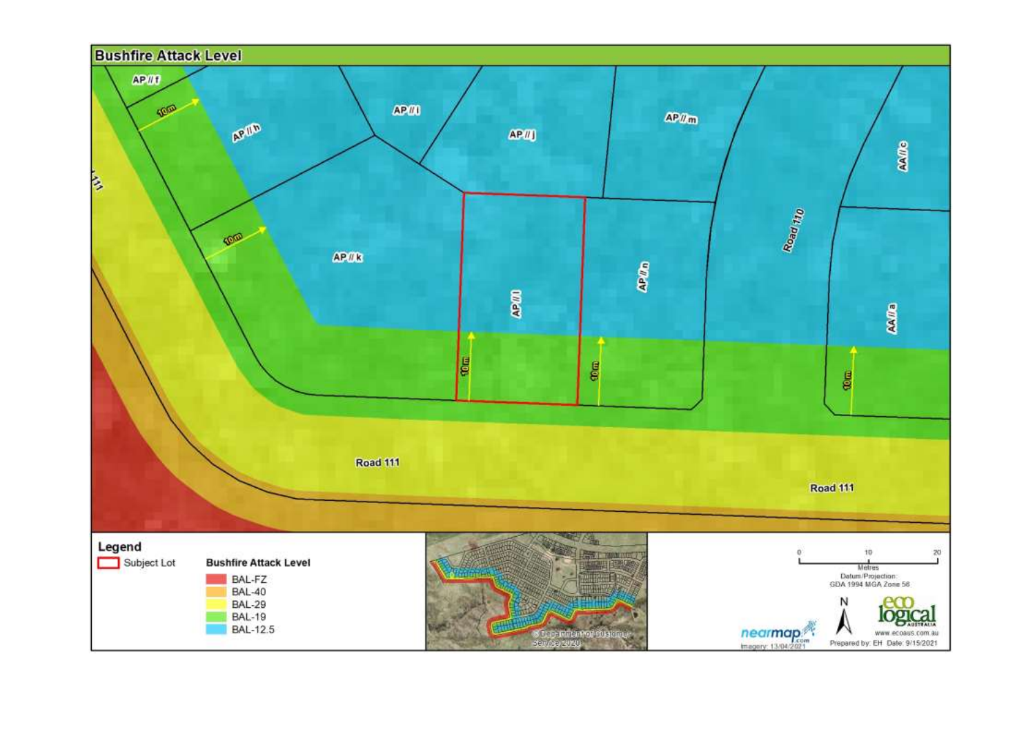# Bushfire Attack Level

AP // f

AP // h

AP // i

AP // j

AP // m

AA // c

AP // k

AP // l

AP // n

AA // a

Road 110

Road 111

10 m

10 m

10 m

10 m

10 m

111

## Legend

Subject Lot

**Bushfire Attack Level**

- BAL-FZ
- BAL-40
- BAL-29
- BAL-19
- BAL-12.5

© Department of Customer Service 2020

0 10 20

Metres

Datum/Projection: GDA 1994 MGA Zone 56

N

nearmap.com

Imagery: 13/04/2021

eco logical AUSTRALIA

www.ecoaus.com.au

Prepared by: EH Date: 9/15/2021